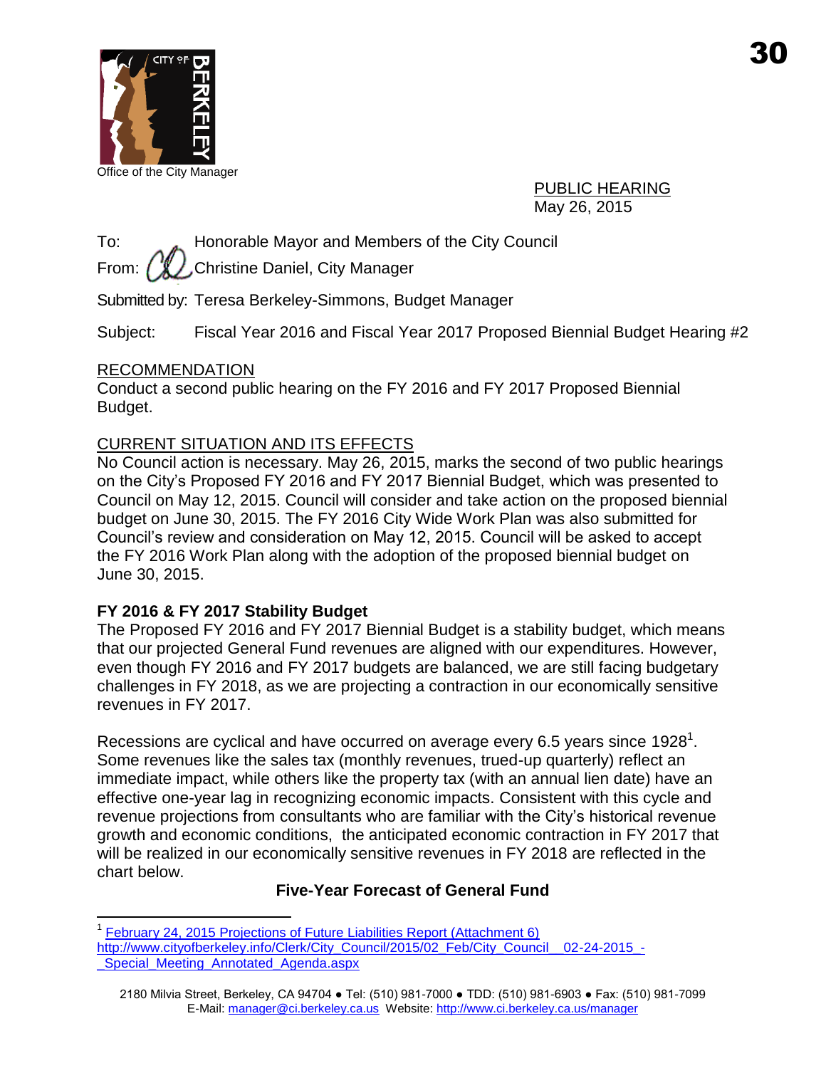Office of the City Manager

30

PUBLIC HEARING
May 26, 2015

To: Honorable Mayor and Members of the City Council

From: Christine Daniel, City Manager

Submitted by: Teresa Berkeley-Simmons, Budget Manager

Subject: Fiscal Year 2016 and Fiscal Year 2017 Proposed Biennial Budget Hearing #2

## RECOMMENDATION

Conduct a second public hearing on the FY 2016 and FY 2017 Proposed Biennial Budget.

## CURRENT SITUATION AND ITS EFFECTS

No Council action is necessary. May 26, 2015, marks the second of two public hearings on the City's Proposed FY 2016 and FY 2017 Biennial Budget, which was presented to Council on May 12, 2015. Council will consider and take action on the proposed biennial budget on June 30, 2015. The FY 2016 City Wide Work Plan was also submitted for Council's review and consideration on May 12, 2015. Council will be asked to accept the FY 2016 Work Plan along with the adoption of the proposed biennial budget on June 30, 2015.

### FY 2016 & FY 2017 Stability Budget

The Proposed FY 2016 and FY 2017 Biennial Budget is a stability budget, which means that our projected General Fund revenues are aligned with our expenditures. However, even though FY 2016 and FY 2017 budgets are balanced, we are still facing budgetary challenges in FY 2018, as we are projecting a contraction in our economically sensitive revenues in FY 2017.

Recessions are cyclical and have occurred on average every 6.5 years since 1928[1]. Some revenues like the sales tax (monthly revenues, trued-up quarterly) reflect an immediate impact, while others like the property tax (with an annual lien date) have an effective one-year lag in recognizing economic impacts. Consistent with this cycle and revenue projections from consultants who are familiar with the City's historical revenue growth and economic conditions, the anticipated economic contraction in FY 2017 that will be realized in our economically sensitive revenues in FY 2018 are reflected in the chart below.

**Five-Year Forecast of General Fund**

[1] February 24, 2015 Projections of Future Liabilities Report (Attachment 6) http://www.cityofberkeley.info/Clerk/City_Council/2015/02_Feb/City_Council__02-24-2015_-_Special_Meeting_Annotated_Agenda.aspx

2180 Milvia Street, Berkeley, CA 94704 ● Tel: (510) 981-7000 ● TDD: (510) 981-6903 ● Fax: (510) 981-7099
E-Mail: manager@ci.berkeley.ca.us Website: http://www.ci.berkeley.ca.us/manager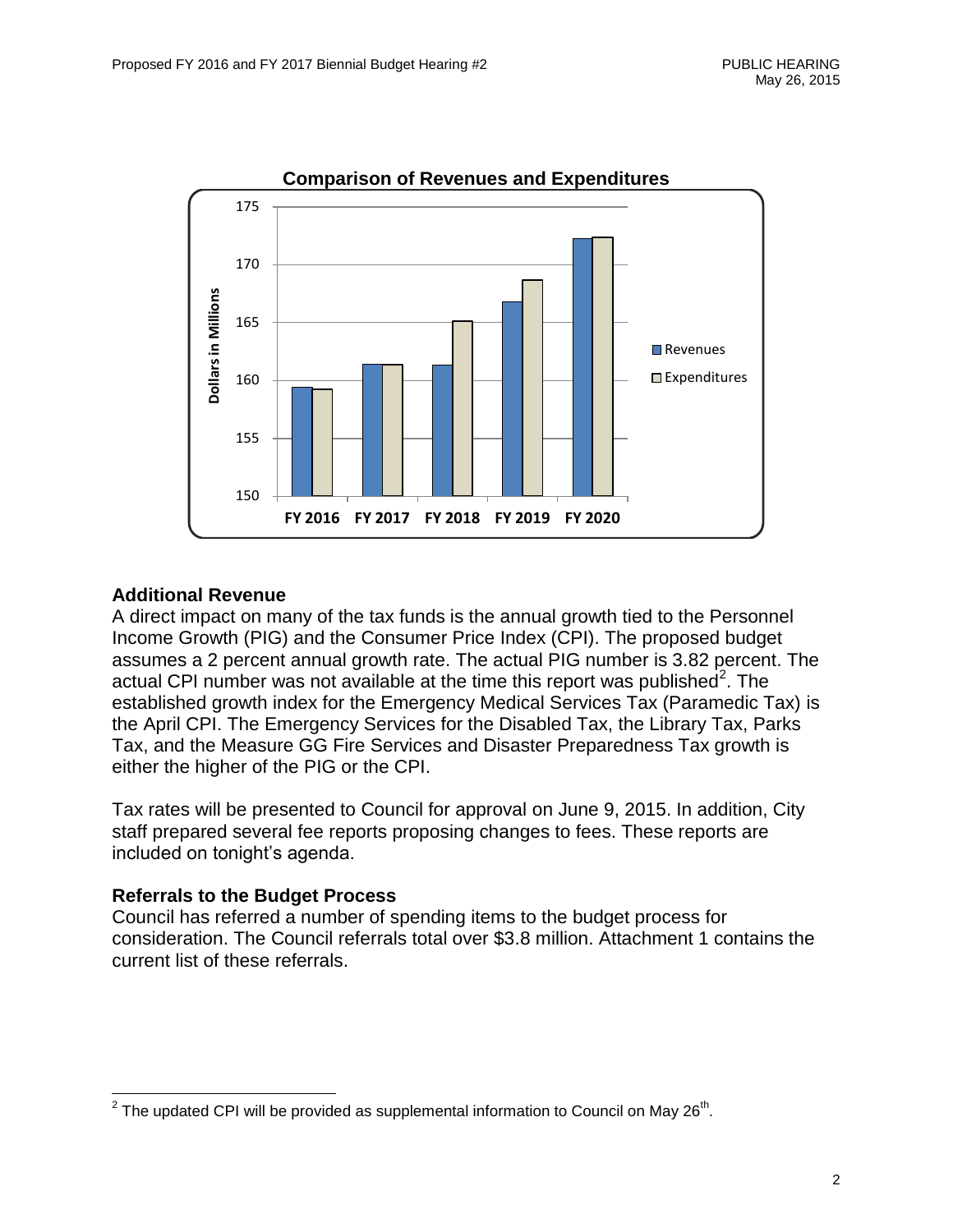**Comparison of Revenues and Expenditures**

### Additional Revenue

A direct impact on many of the tax funds is the annual growth tied to the Personnel Income Growth (PIG) and the Consumer Price Index (CPI). The proposed budget assumes a 2 percent annual growth rate. The actual PIG number is 3.82 percent. The actual CPI number was not available at the time this report was published[2]. The established growth index for the Emergency Medical Services Tax (Paramedic Tax) is the April CPI. The Emergency Services for the Disabled Tax, the Library Tax, Parks Tax, and the Measure GG Fire Services and Disaster Preparedness Tax growth is either the higher of the PIG or the CPI.

Tax rates will be presented to Council for approval on June 9, 2015. In addition, City staff prepared several fee reports proposing changes to fees. These reports are included on tonight's agenda.

### Referrals to the Budget Process

Council has referred a number of spending items to the budget process for consideration. The Council referrals total over $3.8 million. Attachment 1 contains the current list of these referrals.

[2] The updated CPI will be provided as supplemental information to Council on May 26th.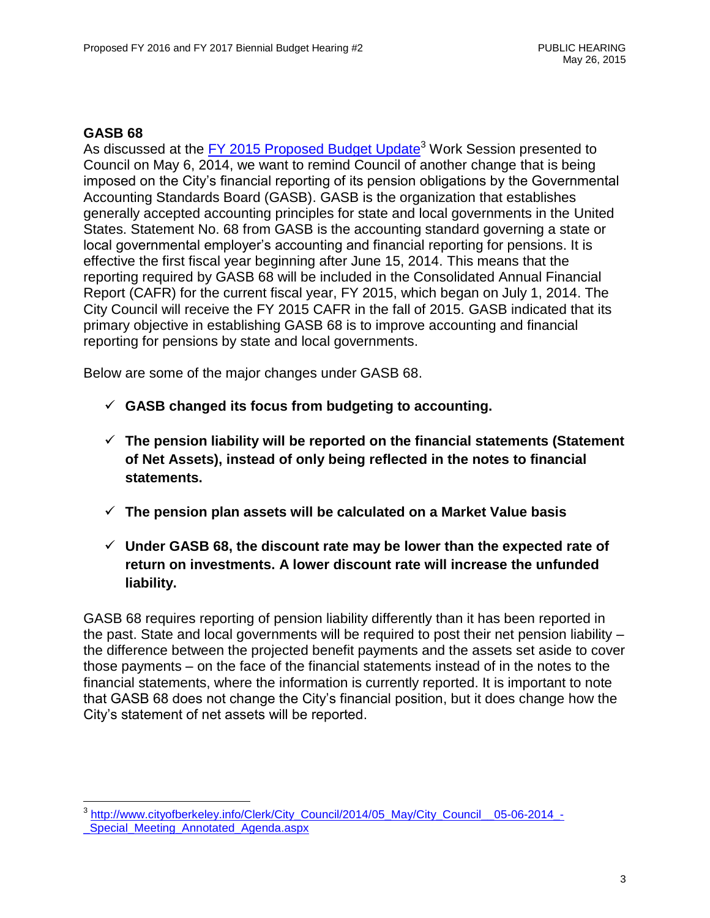## GASB 68

As discussed at the [FY 2015 Proposed Budget Update](http://www.cityofberkeley.info/Clerk/City_Council/2014/05_May/City_Council__05-06-2014_-_Special_Meeting_Annotated_Agenda.aspx)[3] Work Session presented to Council on May 6, 2014, we want to remind Council of another change that is being imposed on the City's financial reporting of its pension obligations by the Governmental Accounting Standards Board (GASB). GASB is the organization that establishes generally accepted accounting principles for state and local governments in the United States. Statement No. 68 from GASB is the accounting standard governing a state or local governmental employer's accounting and financial reporting for pensions. It is effective the first fiscal year beginning after June 15, 2014. This means that the reporting required by GASB 68 will be included in the Consolidated Annual Financial Report (CAFR) for the current fiscal year, FY 2015, which began on July 1, 2014. The City Council will receive the FY 2015 CAFR in the fall of 2015. GASB indicated that its primary objective in establishing GASB 68 is to improve accounting and financial reporting for pensions by state and local governments.

Below are some of the major changes under GASB 68.

- ✓ **GASB changed its focus from budgeting to accounting.**
- ✓ **The pension liability will be reported on the financial statements (Statement of Net Assets), instead of only being reflected in the notes to financial statements.**
- ✓ **The pension plan assets will be calculated on a Market Value basis**
- ✓ **Under GASB 68, the discount rate may be lower than the expected rate of return on investments. A lower discount rate will increase the unfunded liability.**

GASB 68 requires reporting of pension liability differently than it has been reported in the past. State and local governments will be required to post their net pension liability – the difference between the projected benefit payments and the assets set aside to cover those payments – on the face of the financial statements instead of in the notes to the financial statements, where the information is currently reported. It is important to note that GASB 68 does not change the City's financial position, but it does change how the City's statement of net assets will be reported.

---

[3] http://www.cityofberkeley.info/Clerk/City_Council/2014/05_May/City_Council__05-06-2014_-_Special_Meeting_Annotated_Agenda.aspx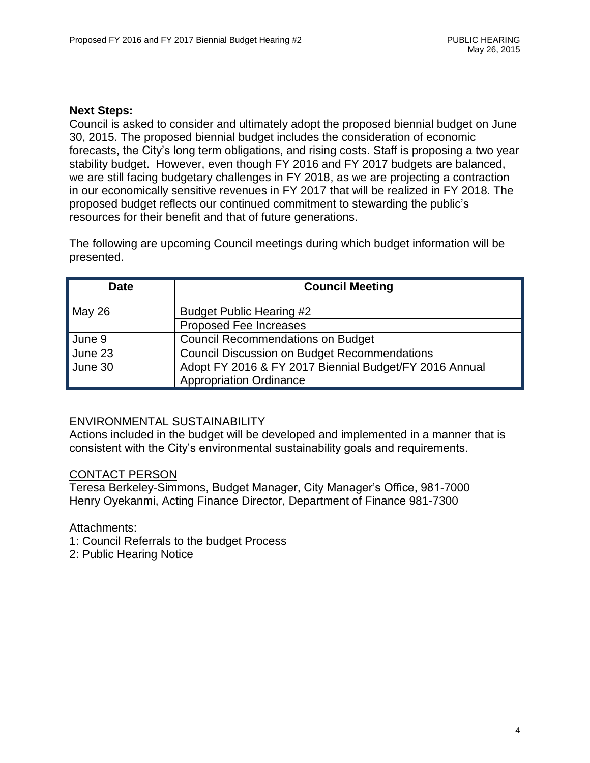**Next Steps:**

Council is asked to consider and ultimately adopt the proposed biennial budget on June 30, 2015. The proposed biennial budget includes the consideration of economic forecasts, the City's long term obligations, and rising costs. Staff is proposing a two year stability budget. However, even though FY 2016 and FY 2017 budgets are balanced, we are still facing budgetary challenges in FY 2018, as we are projecting a contraction in our economically sensitive revenues in FY 2017 that will be realized in FY 2018. The proposed budget reflects our continued commitment to stewarding the public's resources for their benefit and that of future generations.

The following are upcoming Council meetings during which budget information will be presented.

| Date | Council Meeting |
|---|---|
| May 26 | Budget Public Hearing #2 |
| | Proposed Fee Increases |
| June 9 | Council Recommendations on Budget |
| June 23 | Council Discussion on Budget Recommendations |
| June 30 | Adopt FY 2016 & FY 2017 Biennial Budget/FY 2016 Annual Appropriation Ordinance |

<u>ENVIRONMENTAL SUSTAINABILITY</u>

Actions included in the budget will be developed and implemented in a manner that is consistent with the City's environmental sustainability goals and requirements.

<u>CONTACT PERSON</u>

Teresa Berkeley-Simmons, Budget Manager, City Manager's Office, 981-7000
Henry Oyekanmi, Acting Finance Director, Department of Finance 981-7300

Attachments:

1: Council Referrals to the budget Process
2: Public Hearing Notice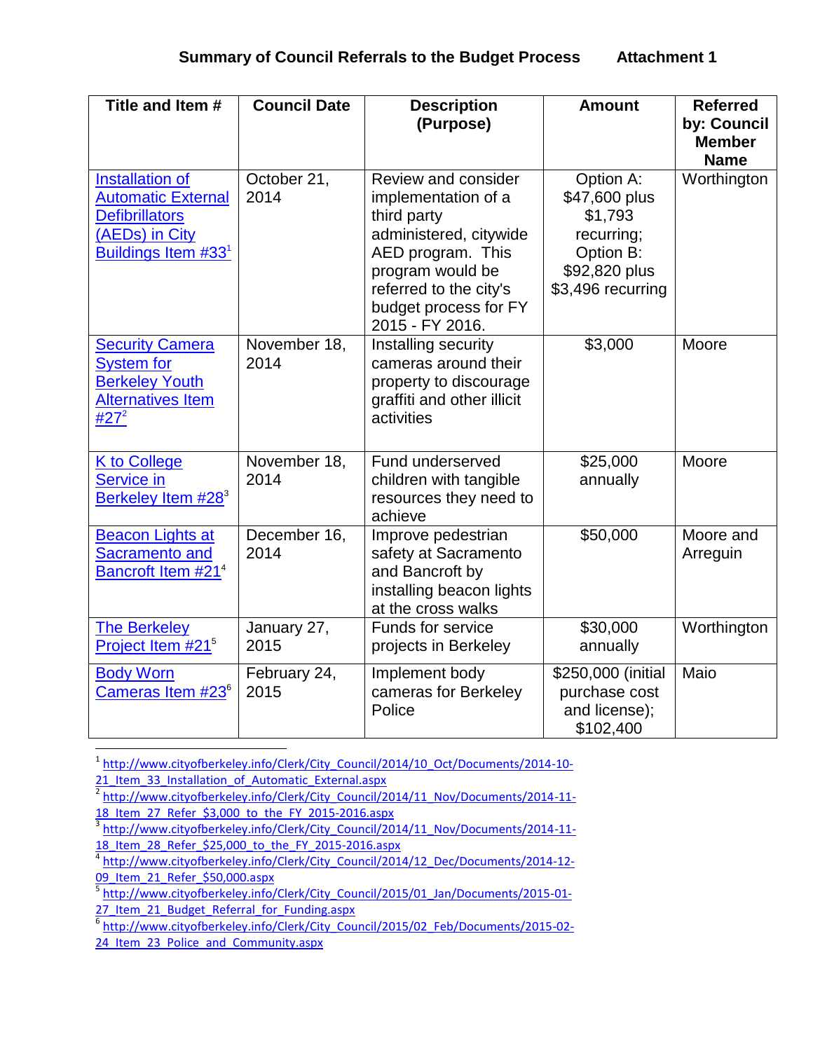**Summary of Council Referrals to the Budget Process        Attachment 1**

| Title and Item # | Council Date | Description (Purpose) | Amount | Referred by: Council Member Name |
|---|---|---|---|---|
| Installation of Automatic External Defibrillators (AEDs) in City Buildings Item #33[1] | October 21, 2014 | Review and consider implementation of a third party administered, citywide AED program. This program would be referred to the city's budget process for FY 2015 - FY 2016. | Option A: $47,600 plus $1,793 recurring; Option B: $92,820 plus $3,496 recurring | Worthington |
| Security Camera System for Berkeley Youth Alternatives Item #27[2] | November 18, 2014 | Installing security cameras around their property to discourage graffiti and other illicit activities | $3,000 | Moore |
| K to College Service in Berkeley Item #28[3] | November 18, 2014 | Fund underserved children with tangible resources they need to achieve | $25,000 annually | Moore |
| Beacon Lights at Sacramento and Bancroft Item #21[4] | December 16, 2014 | Improve pedestrian safety at Sacramento and Bancroft by installing beacon lights at the cross walks | $50,000 | Moore and Arreguin |
| The Berkeley Project Item #21[5] | January 27, 2015 | Funds for service projects in Berkeley | $30,000 annually | Worthington |
| Body Worn Cameras Item #23[6] | February 24, 2015 | Implement body cameras for Berkeley Police | $250,000 (initial purchase cost and license); $102,400 | Maio |

[1] http://www.cityofberkeley.info/Clerk/City_Council/2014/10_Oct/Documents/2014-10-21_Item_33_Installation_of_Automatic_External.aspx

[2] http://www.cityofberkeley.info/Clerk/City_Council/2014/11_Nov/Documents/2014-11-18_Item_27_Refer_$3,000_to_the_FY_2015-2016.aspx

[3] http://www.cityofberkeley.info/Clerk/City_Council/2014/11_Nov/Documents/2014-11-18_Item_28_Refer_$25,000_to_the_FY_2015-2016.aspx

[4] http://www.cityofberkeley.info/Clerk/City_Council/2014/12_Dec/Documents/2014-12-09_Item_21_Refer_$50,000.aspx

[5] http://www.cityofberkeley.info/Clerk/City_Council/2015/01_Jan/Documents/2015-01-27_Item_21_Budget_Referral_for_Funding.aspx

[6] http://www.cityofberkeley.info/Clerk/City_Council/2015/02_Feb/Documents/2015-02-24_Item_23_Police_and_Community.aspx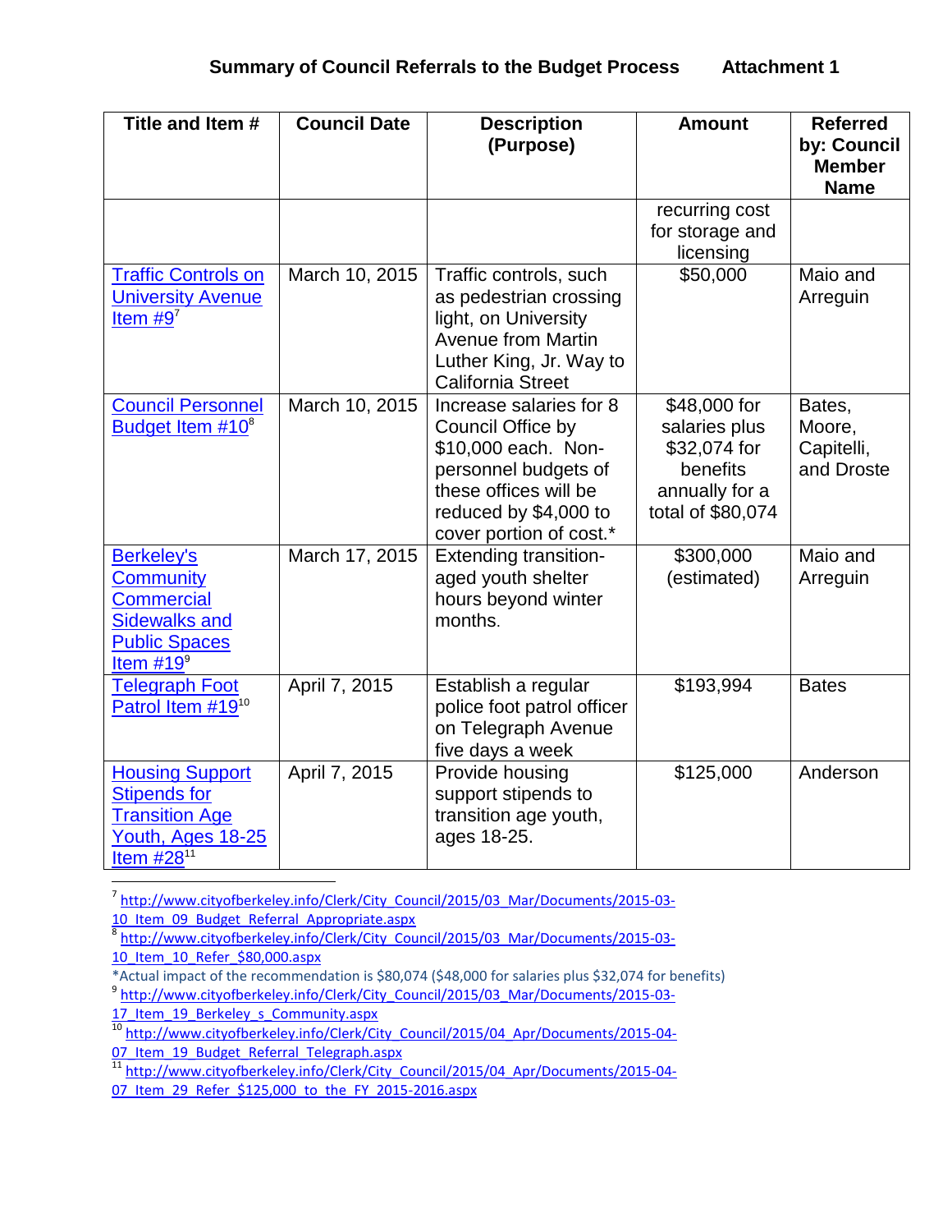**Summary of Council Referrals to the Budget Process Attachment 1**

| Title and Item # | Council Date | Description (Purpose) | Amount | Referred by: Council Member Name |
|---|---|---|---|---|
| | | | recurring cost for storage and licensing | |
| Traffic Controls on University Avenue Item #9[7] | March 10, 2015 | Traffic controls, such as pedestrian crossing light, on University Avenue from Martin Luther King, Jr. Way to California Street | $50,000 | Maio and Arreguin |
| Council Personnel Budget Item #10[8] | March 10, 2015 | Increase salaries for 8 Council Office by $10,000 each. Non-personnel budgets of these offices will be reduced by $4,000 to cover portion of cost.* | $48,000 for salaries plus $32,074 for benefits annually for a total of $80,074 | Bates, Moore, Capitelli, and Droste |
| Berkeley's Community Commercial Sidewalks and Public Spaces Item #19[9] | March 17, 2015 | Extending transition-aged youth shelter hours beyond winter months. | $300,000 (estimated) | Maio and Arreguin |
| Telegraph Foot Patrol Item #19[10] | April 7, 2015 | Establish a regular police foot patrol officer on Telegraph Avenue five days a week | $193,994 | Bates |
| Housing Support Stipends for Transition Age Youth, Ages 18-25 Item #28[11] | April 7, 2015 | Provide housing support stipends to transition age youth, ages 18-25. | $125,000 | Anderson |

[7] http://www.cityofberkeley.info/Clerk/City_Council/2015/03_Mar/Documents/2015-03-10_Item_09_Budget_Referral_Appropriate.aspx

[8] http://www.cityofberkeley.info/Clerk/City_Council/2015/03_Mar/Documents/2015-03-10_Item_10_Refer_$80,000.aspx

*Actual impact of the recommendation is $80,074 ($48,000 for salaries plus $32,074 for benefits)

[9] http://www.cityofberkeley.info/Clerk/City_Council/2015/03_Mar/Documents/2015-03-17_Item_19_Berkeley_s_Community.aspx

[10] http://www.cityofberkeley.info/Clerk/City_Council/2015/04_Apr/Documents/2015-04-07_Item_19_Budget_Referral_Telegraph.aspx

[11] http://www.cityofberkeley.info/Clerk/City_Council/2015/04_Apr/Documents/2015-04-07_Item_29_Refer_$125,000_to_the_FY_2015-2016.aspx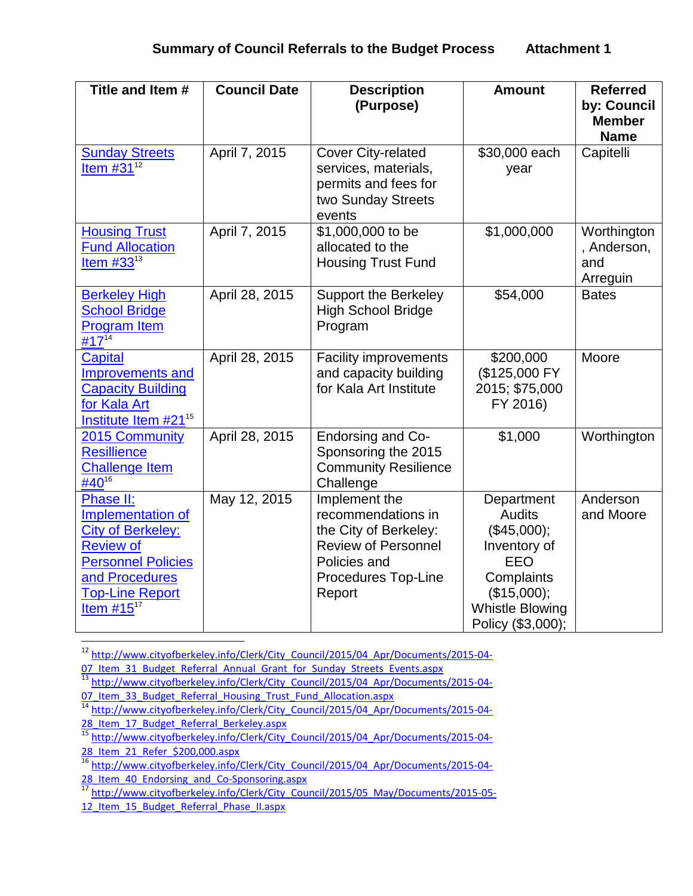**Summary of Council Referrals to the Budget Process Attachment 1**

| Title and Item # | Council Date | Description (Purpose) | Amount | Referred by: Council Member Name |
|---|---|---|---|---|
| Sunday Streets Item #31[12] | April 7, 2015 | Cover City-related services, materials, permits and fees for two Sunday Streets events | $30,000 each year | Capitelli |
| Housing Trust Fund Allocation Item #33[13] | April 7, 2015 | $1,000,000 to be allocated to the Housing Trust Fund | $1,000,000 | Worthington, Anderson, and Arreguin |
| Berkeley High School Bridge Program Item #17[14] | April 28, 2015 | Support the Berkeley High School Bridge Program | $54,000 | Bates |
| Capital Improvements and Capacity Building for Kala Art Institute Item #21[15] | April 28, 2015 | Facility improvements and capacity building for Kala Art Institute | $200,000 ($125,000 FY 2015; $75,000 FY 2016) | Moore |
| 2015 Community Resillience Challenge Item #40[16] | April 28, 2015 | Endorsing and Co-Sponsoring the 2015 Community Resilience Challenge | $1,000 | Worthington |
| Phase II: Implementation of City of Berkeley: Review of Personnel Policies and Procedures Top-Line Report Item #15[17] | May 12, 2015 | Implement the recommendations in the City of Berkeley: Review of Personnel Policies and Procedures Top-Line Report | Department Audits ($45,000); Inventory of EEO Complaints ($15,000); Whistle Blowing Policy ($3,000); | Anderson and Moore |

[12] http://www.cityofberkeley.info/Clerk/City_Council/2015/04_Apr/Documents/2015-04-07_Item_31_Budget_Referral_Annual_Grant_for_Sunday_Streets_Events.aspx

[13] http://www.cityofberkeley.info/Clerk/City_Council/2015/04_Apr/Documents/2015-04-07_Item_33_Budget_Referral_Housing_Trust_Fund_Allocation.aspx

[14] http://www.cityofberkeley.info/Clerk/City_Council/2015/04_Apr/Documents/2015-04-28_Item_17_Budget_Referral_Berkeley.aspx

[15] http://www.cityofberkeley.info/Clerk/City_Council/2015/04_Apr/Documents/2015-04-28_Item_21_Refer_$200,000.aspx

[16] http://www.cityofberkeley.info/Clerk/City_Council/2015/04_Apr/Documents/2015-04-28_Item_40_Endorsing_and_Co-Sponsoring.aspx

[17] http://www.cityofberkeley.info/Clerk/City_Council/2015/05_May/Documents/2015-05-12_Item_15_Budget_Referral_Phase_II.aspx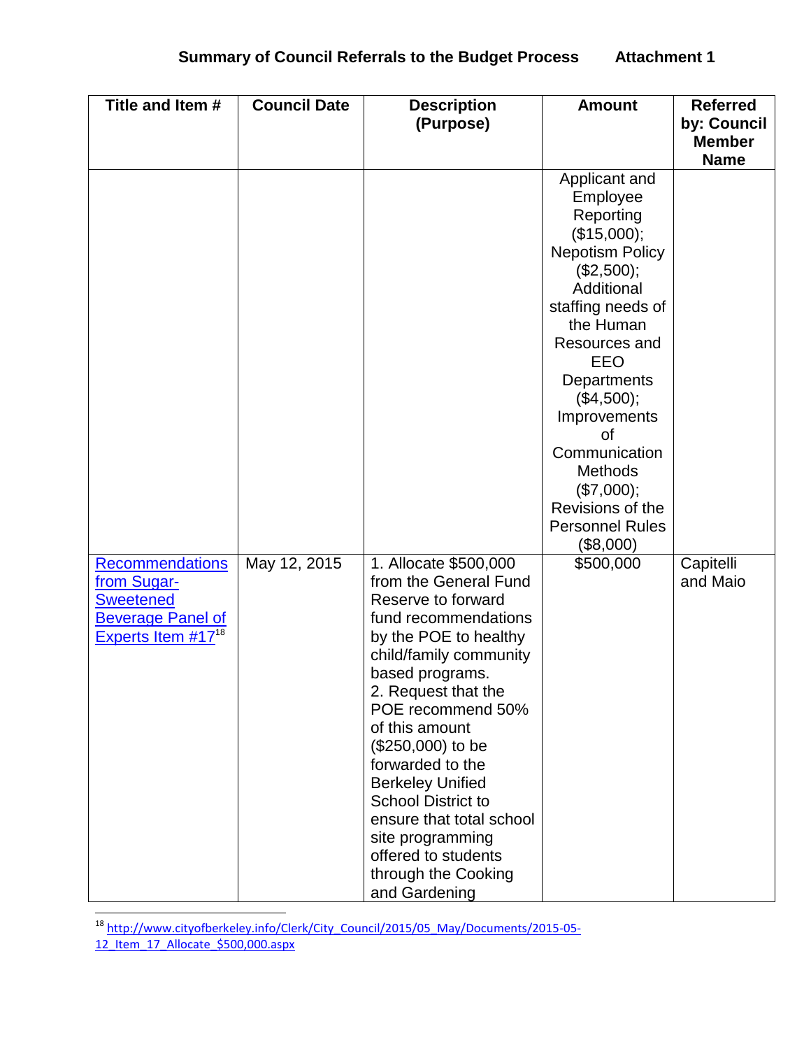## Summary of Council Referrals to the Budget Process    Attachment 1

| Title and Item # | Council Date | Description (Purpose) | Amount | Referred by: Council Member Name |
|---|---|---|---|---|
| | | | Applicant and Employee Reporting ($15,000); Nepotism Policy ($2,500); Additional staffing needs of the Human Resources and EEO Departments ($4,500); Improvements of Communication Methods ($7,000); Revisions of the Personnel Rules ($8,000) | |
| Recommendations from Sugar-Sweetened Beverage Panel of Experts Item #17[18] | May 12, 2015 | 1. Allocate $500,000 from the General Fund Reserve to forward fund recommendations by the POE to healthy child/family community based programs. 2. Request that the POE recommend 50% of this amount ($250,000) to be forwarded to the Berkeley Unified School District to ensure that total school site programming offered to students through the Cooking and Gardening | $500,000 | Capitelli and Maio |

[18] http://www.cityofberkeley.info/Clerk/City_Council/2015/05_May/Documents/2015-05-12_Item_17_Allocate_$500,000.aspx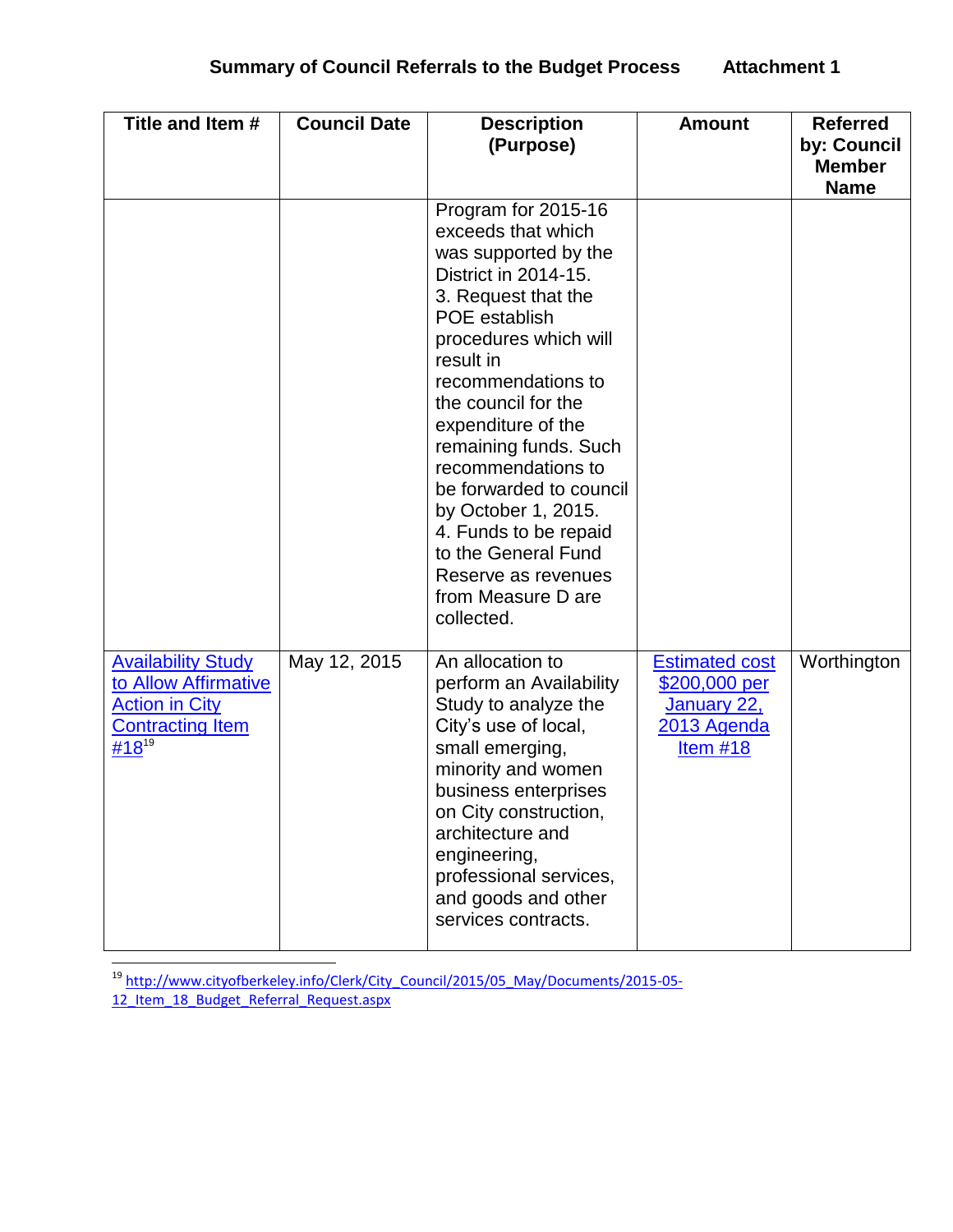**Summary of Council Referrals to the Budget Process Attachment 1**

| Title and Item # | Council Date | Description (Purpose) | Amount | Referred by: Council Member Name |
|---|---|---|---|---|
| | | Program for 2015-16 exceeds that which was supported by the District in 2014-15. 3. Request that the POE establish procedures which will result in recommendations to the council for the expenditure of the remaining funds. Such recommendations to be forwarded to council by October 1, 2015. 4. Funds to be repaid to the General Fund Reserve as revenues from Measure D are collected. | | |
| Availability Study to Allow Affirmative Action in City Contracting Item #18[19] | May 12, 2015 | An allocation to perform an Availability Study to analyze the City's use of local, small emerging, minority and women business enterprises on City construction, architecture and engineering, professional services, and goods and other services contracts. | Estimated cost $200,000 per January 22, 2013 Agenda Item #18 | Worthington |

[19] http://www.cityofberkeley.info/Clerk/City_Council/2015/05_May/Documents/2015-05-12_Item_18_Budget_Referral_Request.aspx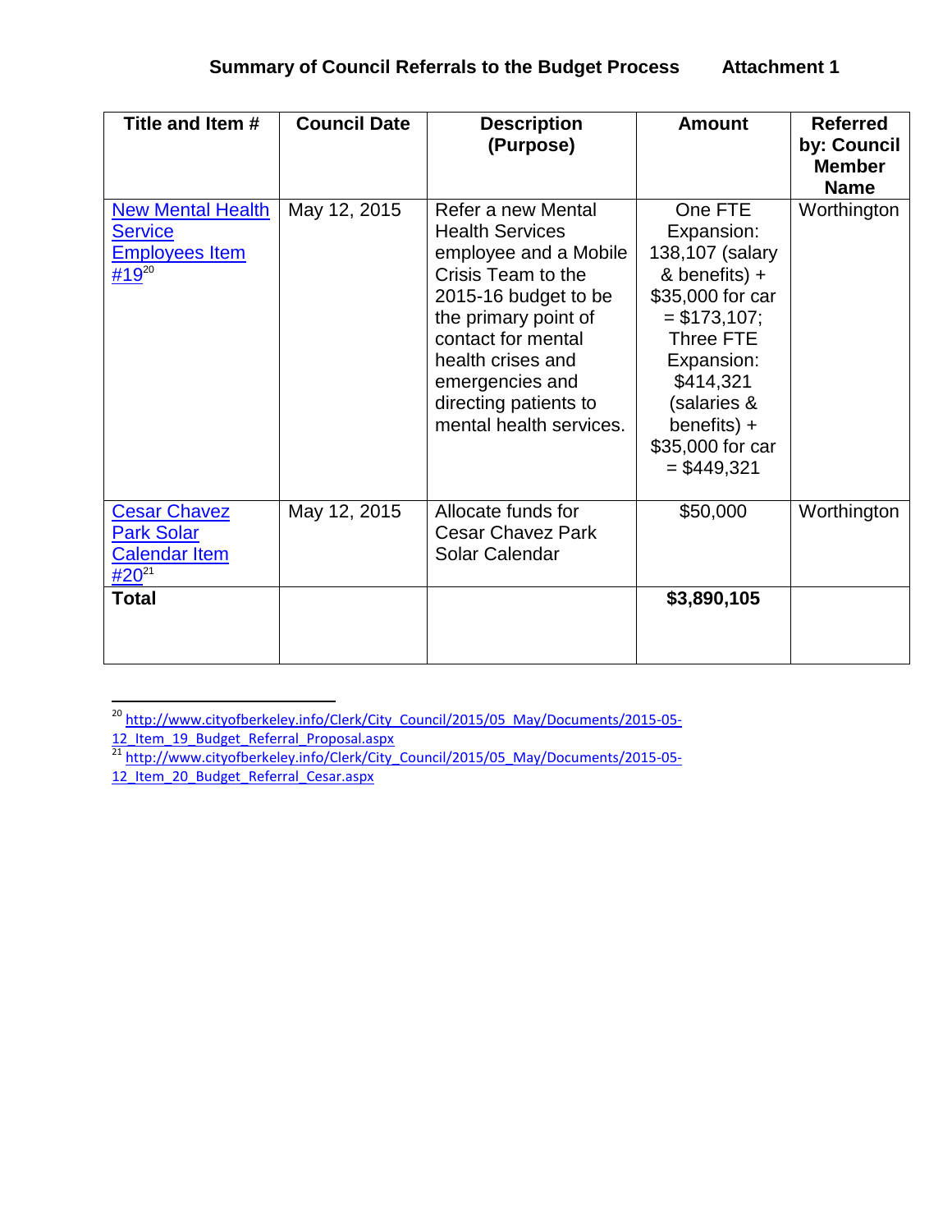**Summary of Council Referrals to the Budget Process** **Attachment 1**

| Title and Item # | Council Date | Description (Purpose) | Amount | Referred by: Council Member Name |
|---|---|---|---|---|
| New Mental Health Service Employees Item #19[20] | May 12, 2015 | Refer a new Mental Health Services employee and a Mobile Crisis Team to the 2015-16 budget to be the primary point of contact for mental health crises and emergencies and directing patients to mental health services. | One FTE Expansion: 138,107 (salary & benefits) + $35,000 for car = $173,107; Three FTE Expansion: $414,321 (salaries & benefits) + $35,000 for car = $449,321 | Worthington |
| Cesar Chavez Park Solar Calendar Item #20[21] | May 12, 2015 | Allocate funds for Cesar Chavez Park Solar Calendar | $50,000 | Worthington |
| **Total** | | | **$3,890,105** | |

[20] http://www.cityofberkeley.info/Clerk/City_Council/2015/05_May/Documents/2015-05-12_Item_19_Budget_Referral_Proposal.aspx

[21] http://www.cityofberkeley.info/Clerk/City_Council/2015/05_May/Documents/2015-05-12_Item_20_Budget_Referral_Cesar.aspx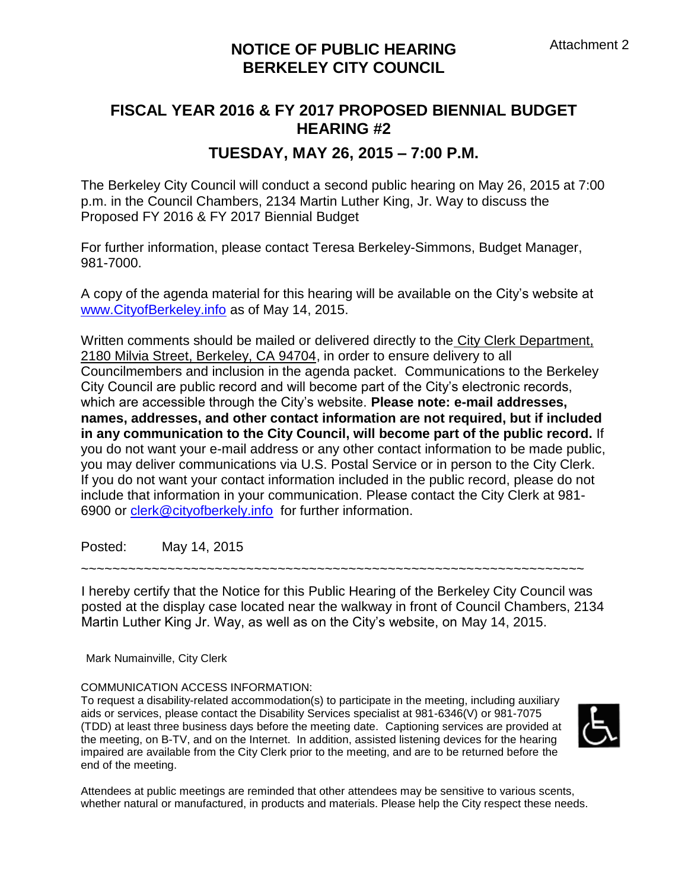Attachment 2

# NOTICE OF PUBLIC HEARING
# BERKELEY CITY COUNCIL

## FISCAL YEAR 2016 & FY 2017 PROPOSED BIENNIAL BUDGET HEARING #2

## TUESDAY, MAY 26, 2015 – 7:00 P.M.

The Berkeley City Council will conduct a second public hearing on May 26, 2015 at 7:00 p.m. in the Council Chambers, 2134 Martin Luther King, Jr. Way to discuss the Proposed FY 2016 & FY 2017 Biennial Budget

For further information, please contact Teresa Berkeley-Simmons, Budget Manager, 981-7000.

A copy of the agenda material for this hearing will be available on the City's website at www.CityofBerkeley.info as of May 14, 2015.

Written comments should be mailed or delivered directly to the City Clerk Department, 2180 Milvia Street, Berkeley, CA 94704, in order to ensure delivery to all Councilmembers and inclusion in the agenda packet. Communications to the Berkeley City Council are public record and will become part of the City's electronic records, which are accessible through the City's website. **Please note: e-mail addresses, names, addresses, and other contact information are not required, but if included in any communication to the City Council, will become part of the public record.** If you do not want your e-mail address or any other contact information to be made public, you may deliver communications via U.S. Postal Service or in person to the City Clerk. If you do not want your contact information included in the public record, please do not include that information in your communication. Please contact the City Clerk at 981-6900 or clerk@cityofberkely.info for further information.

Posted: May 14, 2015

~~~~~~~~~~~~~~~~~~~~~~~~~~~~~~~~~~~~~~~~~~~~~~~~~~~~~~~~~~~~~~~~

I hereby certify that the Notice for this Public Hearing of the Berkeley City Council was posted at the display case located near the walkway in front of Council Chambers, 2134 Martin Luther King Jr. Way, as well as on the City's website, on May 14, 2015.

Mark Numainville, City Clerk

COMMUNICATION ACCESS INFORMATION:
To request a disability-related accommodation(s) to participate in the meeting, including auxiliary aids or services, please contact the Disability Services specialist at 981-6346(V) or 981-7075 (TDD) at least three business days before the meeting date. Captioning services are provided at the meeting, on B-TV, and on the Internet. In addition, assisted listening devices for the hearing impaired are available from the City Clerk prior to the meeting, and are to be returned before the end of the meeting.

Attendees at public meetings are reminded that other attendees may be sensitive to various scents, whether natural or manufactured, in products and materials. Please help the City respect these needs.